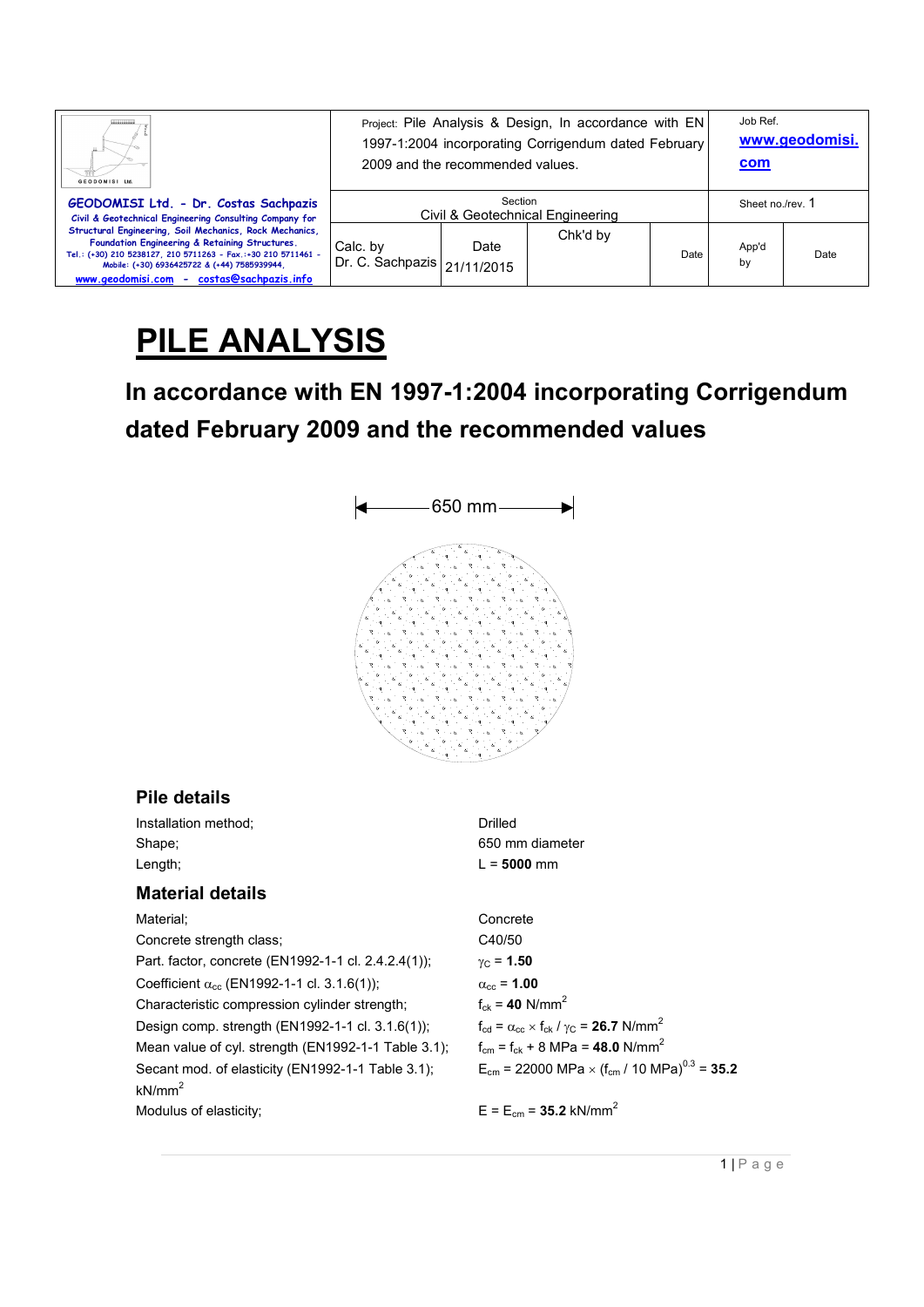| GEODOMISI Ltd. - Dr. Costas Sachpazis<br>Civil & Geotechnical Engineering Consulting Company for Structural Engineering, Soil Mechanics, Rock Mechanics, Foundation Engineering & Retaining Structures.<br>Tel.: (+30) 210 5238127, 210 5711263 - Fax.:+30 210 5711461 - Mobile: (+30) 6936425722 & (+44) 7585939944,<br>www.geodomisi.com - costas@sachpazis.info | Project: Pile Analysis & Design, In accordance with EN 1997-1:2004 incorporating Corrigendum dated February 2009 and the recommended values. | | | | Job Ref.<br>www.geodomisi.com | |
|---|---|---|---|---|---|---|
| | Section<br>Civil & Geotechnical Engineering | | | | Sheet no./rev. 1 | |
| | Calc. by<br>Dr. C. Sachpazis | Date<br>21/11/2015 | Chk'd by | Date | App'd by | Date |

# PILE ANALYSIS

## In accordance with EN 1997-1:2004 incorporating Corrigendum dated February 2009 and the recommended values

650 mm

### Pile details

| | |
|---|---|
| Installation method; | Drilled |
| Shape; | 650 mm diameter |
| Length; | L = **5000** mm |

### Material details

| | |
|---|---|
| Material; | Concrete |
| Concrete strength class; | C40/50 |
| Part. factor, concrete (EN1992-1-1 cl. 2.4.2.4(1)); | $\gamma_C$ = **1.50** |
| Coefficient $\alpha_{cc}$ (EN1992-1-1 cl. 3.1.6(1)); | $\alpha_{cc}$ = **1.00** |
| Characteristic compression cylinder strength; | $f_{ck}$ = **40** N/mm$^2$ |
| Design comp. strength (EN1992-1-1 cl. 3.1.6(1)); | $f_{cd} = \alpha_{cc} \times f_{ck} / \gamma_C$ = **26.7** N/mm$^2$ |
| Mean value of cyl. strength (EN1992-1-1 Table 3.1); | $f_{cm} = f_{ck}$ + 8 MPa = **48.0** N/mm$^2$ |
| Secant mod. of elasticity (EN1992-1-1 Table 3.1); | $E_{cm}$ = 22000 MPa $\times$ ($f_{cm}$ / 10 MPa)$^{0.3}$ = **35.2** kN/mm$^2$ |
| Modulus of elasticity; | E = $E_{cm}$ = **35.2** kN/mm$^2$ |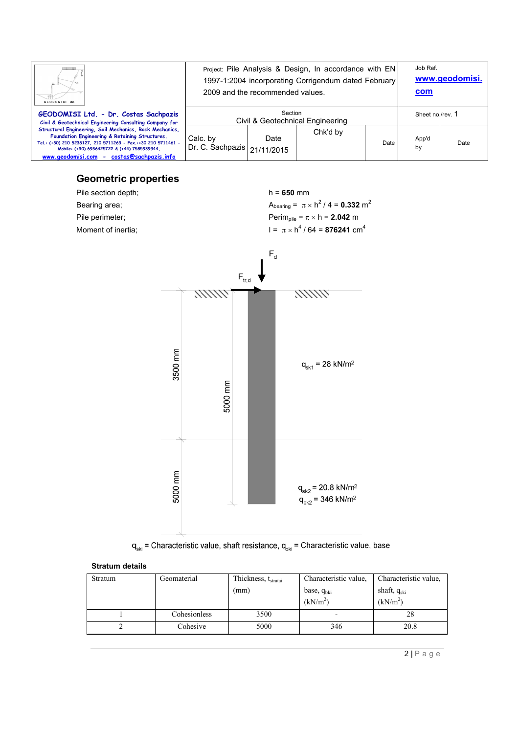## Geometric properties

Pile section depth; $h = \mathbf{650}$ mm

Bearing area; $A_{bearing} = \pi \times h^2 / 4 = \mathbf{0.332}$ m$^2$

Pile perimeter; $Perim_{pile} = \pi \times h = \mathbf{2.042}$ m

Moment of inertia; $I = \pi \times h^4 / 64 = \mathbf{876241}$ cm$^4$

$F_d$

$F_{tr,d}$

3500 mm

5000 mm

$q_{sk1} = 28$ kN/m$^2$

5000 mm

$q_{sk2} = 20.8$ kN/m$^2$

$q_{bk2} = 346$ kN/m$^2$

$q_{ski}$ = Characteristic value, shaft resistance, $q_{bki}$ = Characteristic value, base

### Stratum details

| Stratum | Geomaterial | Thickness, $t_{stratai}$ (mm) | Characteristic value, base, $q_{bki}$ (kN/m$^2$) | Characteristic value, shaft, $q_{ski}$ (kN/m$^2$) |
|---|---|---|---|---|
| 1 | Cohesionless | 3500 | - | 28 |
| 2 | Cohesive | 5000 | 346 | 20.8 |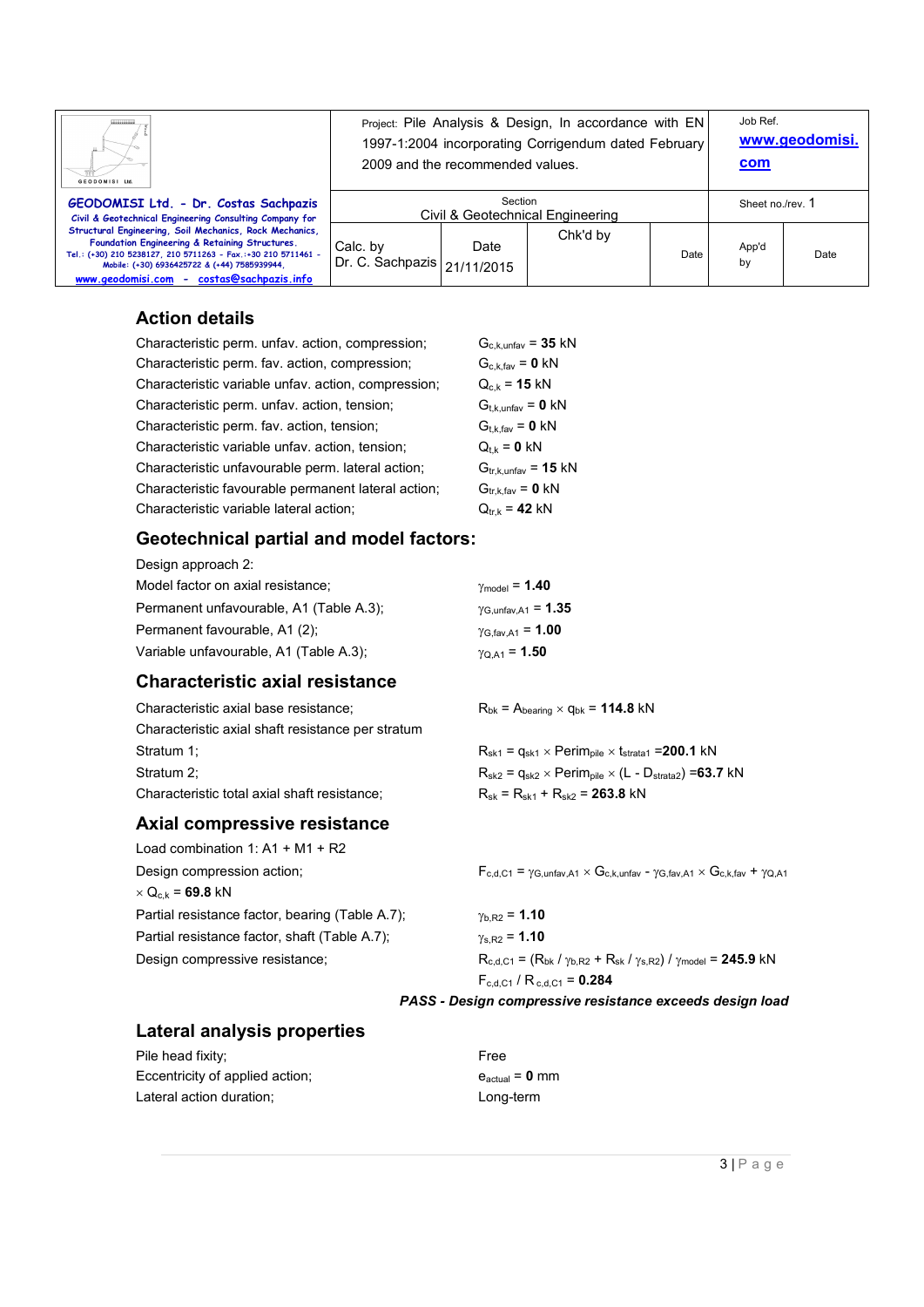| GEODOMISI Ltd. - Dr. Costas Sachpazis<br>Civil & Geotechnical Engineering Consulting Company for Structural Engineering, Soil Mechanics, Rock Mechanics, Foundation Engineering & Retaining Structures.<br>Tel.: (+30) 210 5238127, 210 5711263 - Fax.:+30 210 5711461 - Mobile: (+30) 6936425722 & (+44) 7585939944,<br>www.geodomisi.com - costas@sachpazis.info | Project: Pile Analysis & Design, In accordance with EN 1997-1:2004 incorporating Corrigendum dated February 2009 and the recommended values. | | | | Job Ref.<br>www.geodomisi.com | |
|---|---|---|---|---|---|---|
| | Section<br>Civil & Geotechnical Engineering | | | | Sheet no./rev. 1 | |
| | Calc. by<br>Dr. C. Sachpazis | Date<br>21/11/2015 | Chk'd by | Date | App'd by | Date |

## Action details

| | |
|---|---|
| Characteristic perm. unfav. action, compression; | $G_{c,k,unfav}$ = **35** kN |
| Characteristic perm. fav. action, compression; | $G_{c,k,fav}$ = **0** kN |
| Characteristic variable unfav. action, compression; | $Q_{c,k}$ = **15** kN |
| Characteristic perm. unfav. action, tension; | $G_{t,k,unfav}$ = **0** kN |
| Characteristic perm. fav. action, tension; | $G_{t,k,fav}$ = **0** kN |
| Characteristic variable unfav. action, tension; | $Q_{t,k}$ = **0** kN |
| Characteristic unfavourable perm. lateral action; | $G_{tr,k,unfav}$ = **15** kN |
| Characteristic favourable permanent lateral action; | $G_{tr,k,fav}$ = **0** kN |
| Characteristic variable lateral action; | $Q_{tr,k}$ = **42** kN |

## Geotechnical partial and model factors:

Design approach 2:

| | |
|---|---|
| Model factor on axial resistance; | $\gamma_{model}$ = **1.40** |
| Permanent unfavourable, A1 (Table A.3); | $\gamma_{G,unfav,A1}$ = **1.35** |
| Permanent favourable, A1 (2); | $\gamma_{G,fav,A1}$ = **1.00** |
| Variable unfavourable, A1 (Table A.3); | $\gamma_{Q,A1}$ = **1.50** |

## Characteristic axial resistance

| | |
|---|---|
| Characteristic axial base resistance; | $R_{bk} = A_{bearing} \times q_{bk}$ = **114.8** kN |
| Characteristic axial shaft resistance per stratum | |
| Stratum 1; | $R_{sk1} = q_{sk1} \times Perim_{pile} \times t_{strata1}$ =**200.1** kN |
| Stratum 2; | $R_{sk2} = q_{sk2} \times Perim_{pile} \times (L - D_{strata2})$ =**63.7** kN |
| Characteristic total axial shaft resistance; | $R_{sk} = R_{sk1} + R_{sk2}$ = **263.8** kN |

## Axial compressive resistance

Load combination 1: A1 + M1 + R2

Design compression action; $F_{c,d,C1} = \gamma_{G,unfav,A1} \times G_{c,k,unfav} - \gamma_{G,fav,A1} \times G_{c,k,fav} + \gamma_{Q,A1} \times Q_{c,k}$ = **69.8** kN

| | |
|---|---|
| Partial resistance factor, bearing (Table A.7); | $\gamma_{b,R2}$ = **1.10** |
| Partial resistance factor, shaft (Table A.7); | $\gamma_{s,R2}$ = **1.10** |
| Design compressive resistance; | $R_{c,d,C1} = (R_{bk} / \gamma_{b,R2} + R_{sk} / \gamma_{s,R2}) / \gamma_{model}$ = **245.9** kN |
| | $F_{c,d,C1} / R_{c,d,C1}$ = **0.284** |

***PASS - Design compressive resistance exceeds design load***

## Lateral analysis properties

| | |
|---|---|
| Pile head fixity; | Free |
| Eccentricity of applied action; | $e_{actual}$ = **0** mm |
| Lateral action duration; | Long-term |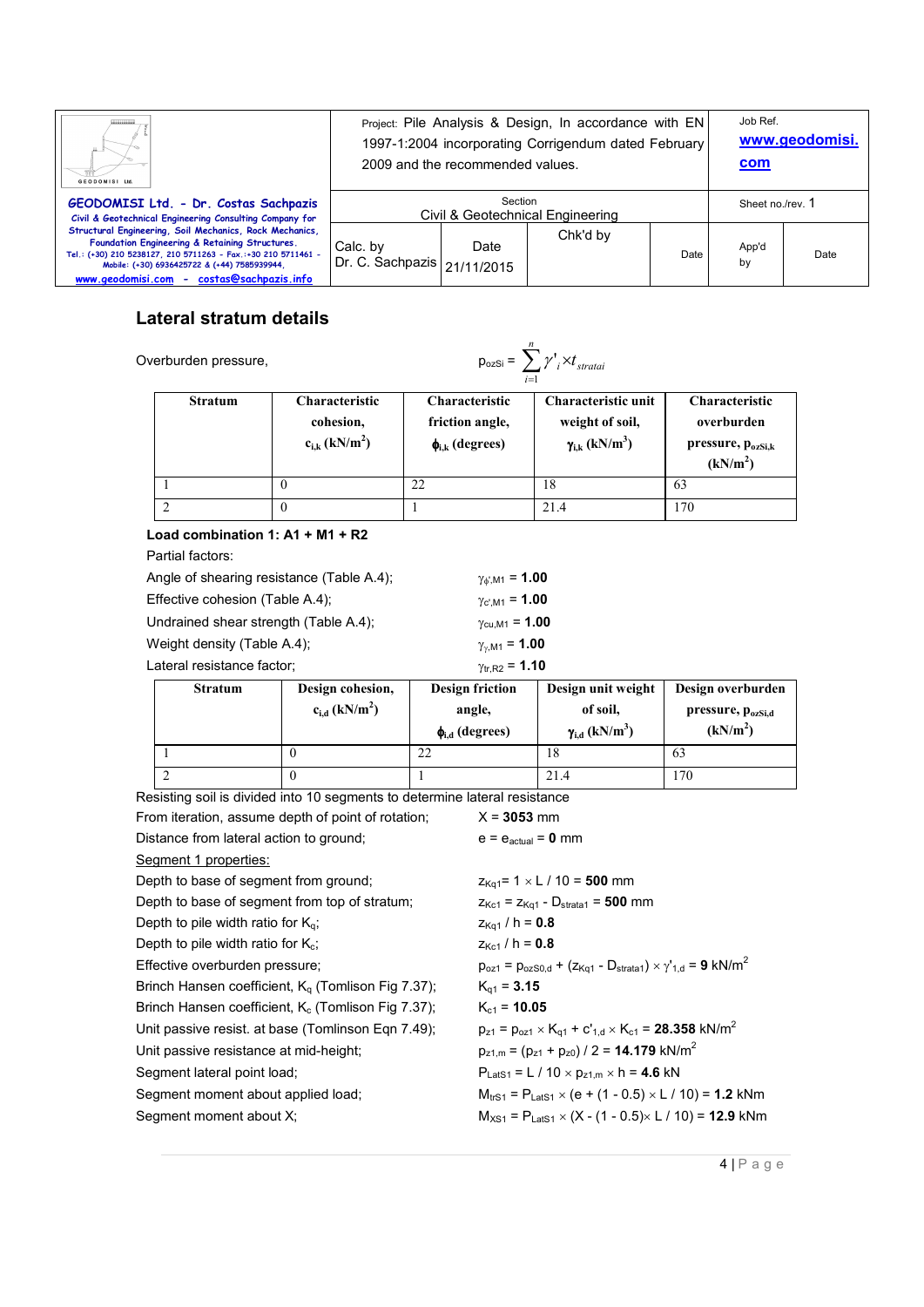## Lateral stratum details

Overburden pressure, $p_{ozSi} = \sum_{i=1}^{n} \gamma'_i \times t_{stratai}$

| Stratum | Characteristic cohesion, $c_{i,k}$ (kN/m$^2$) | Characteristic friction angle, $\phi_{i,k}$ (degrees) | Characteristic unit weight of soil, $\gamma_{i,k}$ (kN/m$^3$) | Characteristic overburden pressure, $p_{ozSi,k}$ (kN/m$^2$) |
|---|---|---|---|---|
| 1 | 0 | 22 | 18 | 63 |
| 2 | 0 | 1 | 21.4 | 170 |

**Load combination 1: A1 + M1 + R2**

Partial factors:

Angle of shearing resistance (Table A.4); $\gamma_{\phi',M1}$ = **1.00**

Effective cohesion (Table A.4); $\gamma_{c',M1}$ = **1.00**

Undrained shear strength (Table A.4); $\gamma_{cu,M1}$ = **1.00**

Weight density (Table A.4); $\gamma_{\gamma,M1}$ = **1.00**

Lateral resistance factor; $\gamma_{tr,R2}$ = **1.10**

| Stratum | Design cohesion, $c_{i,d}$ (kN/m$^2$) | Design friction angle, $\phi_{i,d}$ (degrees) | Design unit weight of soil, $\gamma_{i,d}$ (kN/m$^3$) | Design overburden pressure, $p_{ozSi,d}$ (kN/m$^2$) |
|---|---|---|---|---|
| 1 | 0 | 22 | 18 | 63 |
| 2 | 0 | 1 | 21.4 | 170 |

Resisting soil is divided into 10 segments to determine lateral resistance

From iteration, assume depth of point of rotation; X = **3053** mm

Distance from lateral action to ground; e = $e_{actual}$ = **0** mm

Segment 1 properties:

Depth to base of segment from ground; $z_{Kq1} = 1 \times L / 10$ = **500** mm

Depth to base of segment from top of stratum; $z_{Kc1} = z_{Kq1} - D_{strata1}$ = **500** mm

Depth to pile width ratio for $K_q$; $z_{Kq1} / h$ = **0.8**

Depth to pile width ratio for $K_c$; $z_{Kc1} / h$ = **0.8**

Effective overburden pressure; $p_{oz1} = p_{ozS0,d} + (z_{Kq1} - D_{strata1}) \times \gamma'_{1,d}$ = **9** kN/m$^2$

Brinch Hansen coefficient, $K_q$ (Tomlison Fig 7.37); $K_{q1}$ = **3.15**

Brinch Hansen coefficient, $K_c$ (Tomlison Fig 7.37); $K_{c1}$ = **10.05**

Unit passive resist. at base (Tomlison Eqn 7.49); $p_{z1} = p_{oz1} \times K_{q1} + c'_{1,d} \times K_{c1}$ = **28.358** kN/m$^2$

Unit passive resistance at mid-height; $p_{z1,m} = (p_{z1} + p_{z0}) / 2$ = **14.179** kN/m$^2$

Segment lateral point load; $P_{LatS1} = L / 10 \times p_{z1,m} \times h$ = **4.6** kN

Segment moment about applied load; $M_{trS1} = P_{LatS1} \times (e + (1 - 0.5) \times L / 10)$ = **1.2** kNm

Segment moment about X; $M_{XS1} = P_{LatS1} \times (X - (1 - 0.5) \times L / 10)$ = **12.9** kNm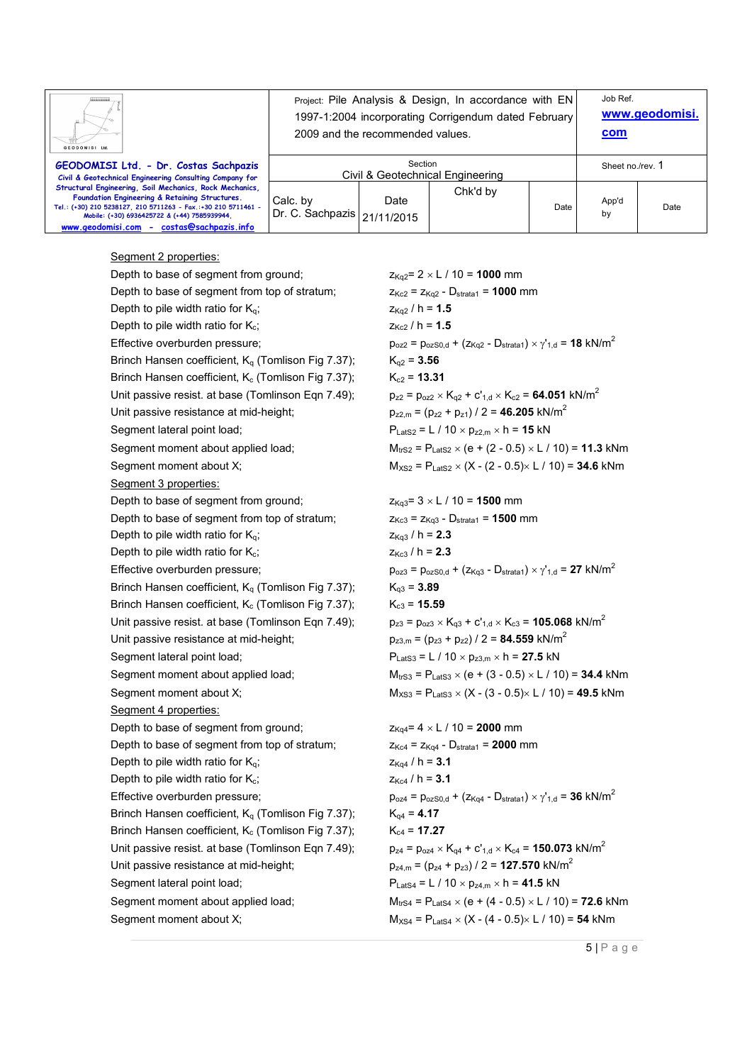Segment 2 properties:

Depth to base of segment from ground; $z_{Kq2} = 2 \times L / 10 =$ **1000** mm

Depth to base of segment from top of stratum; $z_{Kc2} = z_{Kq2} - D_{strata1} =$ **1000** mm

Depth to pile width ratio for $K_q$; $z_{Kq2} / h =$ **1.5**

Depth to pile width ratio for $K_c$; $z_{Kc2} / h =$ **1.5**

Effective overburden pressure; $p_{oz2} = p_{ozS0,d} + (z_{Kq2} - D_{strata1}) \times \gamma'_{1,d} =$ **18** kN/m$^2$

Brinch Hansen coefficient, $K_q$ (Tomlison Fig 7.37); $K_{q2} =$ **3.56**

Brinch Hansen coefficient, $K_c$ (Tomlison Fig 7.37); $K_{c2} =$ **13.31**

Unit passive resist. at base (Tomlinson Eqn 7.49); $p_{z2} = p_{oz2} \times K_{q2} + c'_{1,d} \times K_{c2} =$ **64.051** kN/m$^2$

Unit passive resistance at mid-height; $p_{z2,m} = (p_{z2} + p_{z1}) / 2 =$ **46.205** kN/m$^2$

Segment lateral point load; $P_{LatS2} = L / 10 \times p_{z2,m} \times h =$ **15** kN

Segment moment about applied load; $M_{trS2} = P_{LatS2} \times (e + (2 - 0.5) \times L / 10) =$ **11.3** kNm

Segment moment about X; $M_{XS2} = P_{LatS2} \times (X - (2 - 0.5) \times L / 10) =$ **34.6** kNm

Segment 3 properties:

Depth to base of segment from ground; $z_{Kq3} = 3 \times L / 10 =$ **1500** mm

Depth to base of segment from top of stratum; $z_{Kc3} = z_{Kq3} - D_{strata1} =$ **1500** mm

Depth to pile width ratio for $K_q$; $z_{Kq3} / h =$ **2.3**

Depth to pile width ratio for $K_c$; $z_{Kc3} / h =$ **2.3**

Effective overburden pressure; $p_{oz3} = p_{ozS0,d} + (z_{Kq3} - D_{strata1}) \times \gamma'_{1,d} =$ **27** kN/m$^2$

Brinch Hansen coefficient, $K_q$ (Tomlison Fig 7.37); $K_{q3} =$ **3.89**

Brinch Hansen coefficient, $K_c$ (Tomlison Fig 7.37); $K_{c3} =$ **15.59**

Unit passive resist. at base (Tomlinson Eqn 7.49); $p_{z3} = p_{oz3} \times K_{q3} + c'_{1,d} \times K_{c3} =$ **105.068** kN/m$^2$

Unit passive resistance at mid-height; $p_{z3,m} = (p_{z3} + p_{z2}) / 2 =$ **84.559** kN/m$^2$

Segment lateral point load; $P_{LatS3} = L / 10 \times p_{z3,m} \times h =$ **27.5** kN

Segment moment about applied load; $M_{trS3} = P_{LatS3} \times (e + (3 - 0.5) \times L / 10) =$ **34.4** kNm

Segment moment about X; $M_{XS3} = P_{LatS3} \times (X - (3 - 0.5) \times L / 10) =$ **49.5** kNm

Segment 4 properties:

Depth to base of segment from ground; $z_{Kq4} = 4 \times L / 10 =$ **2000** mm

Depth to base of segment from top of stratum; $z_{Kc4} = z_{Kq4} - D_{strata1} =$ **2000** mm

Depth to pile width ratio for $K_q$; $z_{Kq4} / h =$ **3.1**

Depth to pile width ratio for $K_c$; $z_{Kc4} / h =$ **3.1**

Effective overburden pressure; $p_{oz4} = p_{ozS0,d} + (z_{Kq4} - D_{strata1}) \times \gamma'_{1,d} =$ **36** kN/m$^2$

Brinch Hansen coefficient, $K_q$ (Tomlison Fig 7.37); $K_{q4} =$ **4.17**

Brinch Hansen coefficient, $K_c$ (Tomlison Fig 7.37); $K_{c4} =$ **17.27**

Unit passive resist. at base (Tomlinson Eqn 7.49); $p_{z4} = p_{oz4} \times K_{q4} + c'_{1,d} \times K_{c4} =$ **150.073** kN/m$^2$

Unit passive resistance at mid-height; $p_{z4,m} = (p_{z4} + p_{z3}) / 2 =$ **127.570** kN/m$^2$

Segment lateral point load; $P_{LatS4} = L / 10 \times p_{z4,m} \times h =$ **41.5** kN

Segment moment about applied load; $M_{trS4} = P_{LatS4} \times (e + (4 - 0.5) \times L / 10) =$ **72.6** kNm

Segment moment about X; $M_{XS4} = P_{LatS4} \times (X - (4 - 0.5) \times L / 10) =$ **54** kNm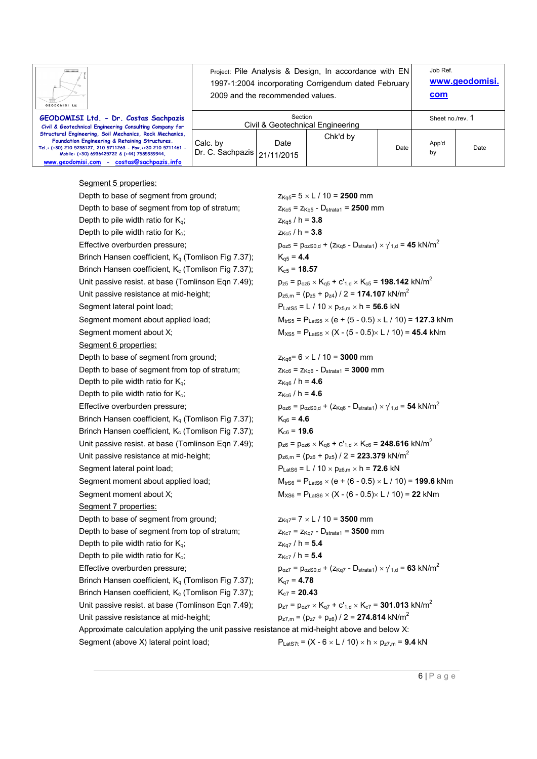Segment 5 properties:

| | |
|---|---|
| Depth to base of segment from ground; | $z_{Kq5} = 5 \times L / 10 = \mathbf{2500}$ mm |
| Depth to base of segment from top of stratum; | $z_{Kc5} = z_{Kq5} - D_{strata1} = \mathbf{2500}$ mm |
| Depth to pile width ratio for $K_q$; | $z_{Kq5} / h = \mathbf{3.8}$ |
| Depth to pile width ratio for $K_c$; | $z_{Kc5} / h = \mathbf{3.8}$ |
| Effective overburden pressure; | $p_{oz5} = p_{ozS0,d} + (z_{Kq5} - D_{strata1}) \times \gamma'_{1,d} = \mathbf{45}$ kN/m$^2$ |
| Brinch Hansen coefficient, $K_q$ (Tomlison Fig 7.37); | $K_{q5} = \mathbf{4.4}$ |
| Brinch Hansen coefficient, $K_c$ (Tomlison Fig 7.37); | $K_{c5} = \mathbf{18.57}$ |
| Unit passive resist. at base (Tomlinson Eqn 7.49); | $p_{z5} = p_{oz5} \times K_{q5} + c'_{1,d} \times K_{c5} = \mathbf{198.142}$ kN/m$^2$ |
| Unit passive resistance at mid-height; | $p_{z5,m} = (p_{z5} + p_{z4}) / 2 = \mathbf{174.107}$ kN/m$^2$ |
| Segment lateral point load; | $P_{LatS5} = L / 10 \times p_{z5,m} \times h = \mathbf{56.6}$ kN |
| Segment moment about applied load; | $M_{trS5} = P_{LatS5} \times (e + (5 - 0.5) \times L / 10) = \mathbf{127.3}$ kNm |
| Segment moment about X; | $M_{XS5} = P_{LatS5} \times (X - (5 - 0.5) \times L / 10) = \mathbf{45.4}$ kNm |

Segment 6 properties:

| | |
|---|---|
| Depth to base of segment from ground; | $z_{Kq6} = 6 \times L / 10 = \mathbf{3000}$ mm |
| Depth to base of segment from top of stratum; | $z_{Kc6} = z_{Kq6} - D_{strata1} = \mathbf{3000}$ mm |
| Depth to pile width ratio for $K_q$; | $z_{Kq6} / h = \mathbf{4.6}$ |
| Depth to pile width ratio for $K_c$; | $z_{Kc6} / h = \mathbf{4.6}$ |
| Effective overburden pressure; | $p_{oz6} = p_{ozS0,d} + (z_{Kq6} - D_{strata1}) \times \gamma'_{1,d} = \mathbf{54}$ kN/m$^2$ |
| Brinch Hansen coefficient, $K_q$ (Tomlison Fig 7.37); | $K_{q6} = \mathbf{4.6}$ |
| Brinch Hansen coefficient, $K_c$ (Tomlison Fig 7.37); | $K_{c6} = \mathbf{19.6}$ |
| Unit passive resist. at base (Tomlinson Eqn 7.49); | $p_{z6} = p_{oz6} \times K_{q6} + c'_{1,d} \times K_{c6} = \mathbf{248.616}$ kN/m$^2$ |
| Unit passive resistance at mid-height; | $p_{z6,m} = (p_{z6} + p_{z5}) / 2 = \mathbf{223.379}$ kN/m$^2$ |
| Segment lateral point load; | $P_{LatS6} = L / 10 \times p_{z6,m} \times h = \mathbf{72.6}$ kN |
| Segment moment about applied load; | $M_{trS6} = P_{LatS6} \times (e + (6 - 0.5) \times L / 10) = \mathbf{199.6}$ kNm |
| Segment moment about X; | $M_{XS6} = P_{LatS6} \times (X - (6 - 0.5) \times L / 10) = \mathbf{22}$ kNm |

Segment 7 properties:

| | |
|---|---|
| Depth to base of segment from ground; | $z_{Kq7} = 7 \times L / 10 = \mathbf{3500}$ mm |
| Depth to base of segment from top of stratum; | $z_{Kc7} = z_{Kq7} - D_{strata1} = \mathbf{3500}$ mm |
| Depth to pile width ratio for $K_q$; | $z_{Kq7} / h = \mathbf{5.4}$ |
| Depth to pile width ratio for $K_c$; | $z_{Kc7} / h = \mathbf{5.4}$ |
| Effective overburden pressure; | $p_{oz7} = p_{ozS0,d} + (z_{Kq7} - D_{strata1}) \times \gamma'_{1,d} = \mathbf{63}$ kN/m$^2$ |
| Brinch Hansen coefficient, $K_q$ (Tomlison Fig 7.37); | $K_{q7} = \mathbf{4.78}$ |
| Brinch Hansen coefficient, $K_c$ (Tomlison Fig 7.37); | $K_{c7} = \mathbf{20.43}$ |
| Unit passive resist. at base (Tomlinson Eqn 7.49); | $p_{z7} = p_{oz7} \times K_{q7} + c'_{1,d} \times K_{c7} = \mathbf{301.013}$ kN/m$^2$ |
| Unit passive resistance at mid-height; | $p_{z7,m} = (p_{z7} + p_{z6}) / 2 = \mathbf{274.814}$ kN/m$^2$ |

Approximate calculation applying the unit passive resistance at mid-height above and below X:

| | |
|---|---|
| Segment (above X) lateral point load; | $P_{LatS7t} = (X - 6 \times L / 10) \times h \times p_{z7,m} = \mathbf{9.4}$ kN |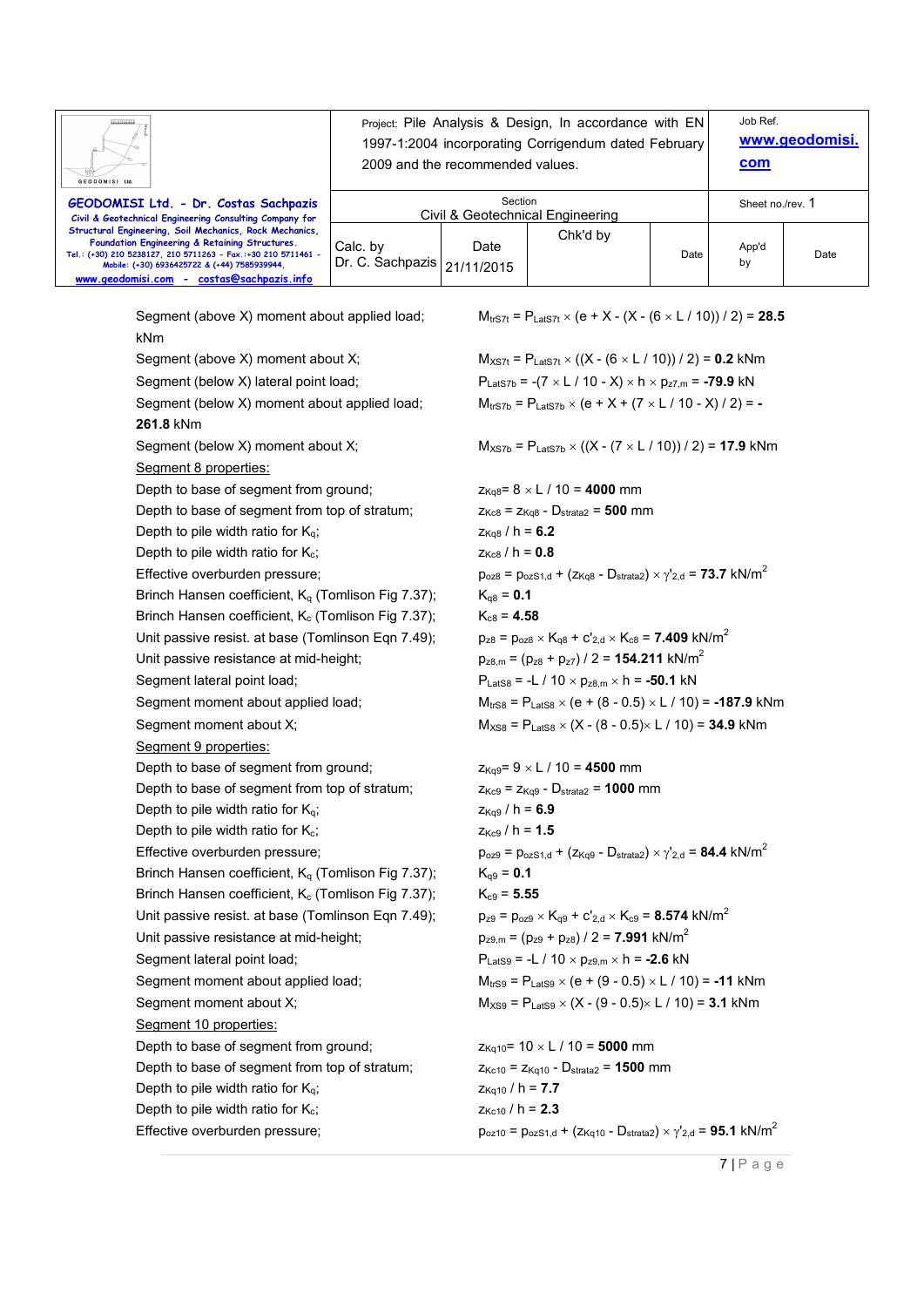Segment (above X) moment about applied load; kNm — $M_{trS7t} = P_{LatS7t} \times (e + X - (X - (6 \times L / 10)) / 2)$ = **28.5**

Segment (above X) moment about X; — $M_{XS7t} = P_{LatS7t} \times ((X - (6 \times L / 10)) / 2)$ = **0.2** kNm

Segment (below X) lateral point load; — $P_{LatS7b} = -(7 \times L / 10 - X) \times h \times p_{z7,m}$ = **-79.9** kN

Segment (below X) moment about applied load; **261.8** kNm — $M_{trS7b} = P_{LatS7b} \times (e + X + (7 \times L / 10 - X) / 2)$ = **-**

Segment (below X) moment about X; — $M_{XS7b} = P_{LatS7b} \times ((X - (7 \times L / 10)) / 2)$ = **17.9** kNm

Segment 8 properties:

Depth to base of segment from ground; — $z_{Kq8} = 8 \times L / 10$ = **4000** mm

Depth to base of segment from top of stratum; — $z_{Kc8} = z_{Kq8} - D_{strata2}$ = **500** mm

Depth to pile width ratio for $K_q$; — $z_{Kq8} / h$ = **6.2**

Depth to pile width ratio for $K_c$; — $z_{Kc8} / h$ = **0.8**

Effective overburden pressure; — $p_{oz8} = p_{ozS1,d} + (z_{Kq8} - D_{strata2}) \times \gamma'_{2,d}$ = **73.7** kN/m$^2$

Brinch Hansen coefficient, $K_q$ (Tomlison Fig 7.37); — $K_{q8}$ = **0.1**

Brinch Hansen coefficient, $K_c$ (Tomlison Fig 7.37); — $K_{c8}$ = **4.58**

Unit passive resist. at base (Tomlinson Eqn 7.49); — $p_{z8} = p_{oz8} \times K_{q8} + c'_{2,d} \times K_{c8}$ = **7.409** kN/m$^2$

Unit passive resistance at mid-height; — $p_{z8,m} = (p_{z8} + p_{z7}) / 2$ = **154.211** kN/m$^2$

Segment lateral point load; — $P_{LatS8} = -L / 10 \times p_{z8,m} \times h$ = **-50.1** kN

Segment moment about applied load; — $M_{trS8} = P_{LatS8} \times (e + (8 - 0.5) \times L / 10)$ = **-187.9** kNm

Segment moment about X; — $M_{XS8} = P_{LatS8} \times (X - (8 - 0.5) \times L / 10)$ = **34.9** kNm

Segment 9 properties:

Depth to base of segment from ground; — $z_{Kq9} = 9 \times L / 10$ = **4500** mm

Depth to base of segment from top of stratum; — $z_{Kc9} = z_{Kq9} - D_{strata2}$ = **1000** mm

Depth to pile width ratio for $K_q$; — $z_{Kq9} / h$ = **6.9**

Depth to pile width ratio for $K_c$; — $z_{Kc9} / h$ = **1.5**

Effective overburden pressure; — $p_{oz9} = p_{ozS1,d} + (z_{Kq9} - D_{strata2}) \times \gamma'_{2,d}$ = **84.4** kN/m$^2$

Brinch Hansen coefficient, $K_q$ (Tomlison Fig 7.37); — $K_{q9}$ = **0.1**

Brinch Hansen coefficient, $K_c$ (Tomlison Fig 7.37); — $K_{c9}$ = **5.55**

Unit passive resist. at base (Tomlinson Eqn 7.49); — $p_{z9} = p_{oz9} \times K_{q9} + c'_{2,d} \times K_{c9}$ = **8.574** kN/m$^2$

Unit passive resistance at mid-height; — $p_{z9,m} = (p_{z9} + p_{z8}) / 2$ = **7.991** kN/m$^2$

Segment lateral point load; — $P_{LatS9} = -L / 10 \times p_{z9,m} \times h$ = **-2.6** kN

Segment moment about applied load; — $M_{trS9} = P_{LatS9} \times (e + (9 - 0.5) \times L / 10)$ = **-11** kNm

Segment moment about X; — $M_{XS9} = P_{LatS9} \times (X - (9 - 0.5) \times L / 10)$ = **3.1** kNm

Segment 10 properties:

Depth to base of segment from ground; — $z_{Kq10} = 10 \times L / 10$ = **5000** mm

Depth to base of segment from top of stratum; — $z_{Kc10} = z_{Kq10} - D_{strata2}$ = **1500** mm

Depth to pile width ratio for $K_q$; — $z_{Kq10} / h$ = **7.7**

Depth to pile width ratio for $K_c$; — $z_{Kc10} / h$ = **2.3**

Effective overburden pressure; — $p_{oz10} = p_{ozS1,d} + (z_{Kq10} - D_{strata2}) \times \gamma'_{2,d}$ = **95.1** kN/m$^2$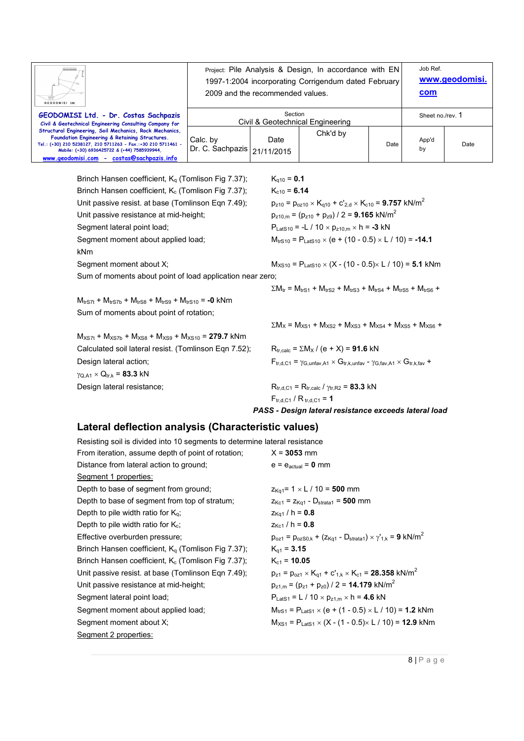Brinch Hansen coefficient, $K_q$ (Tomlinson Fig 7.37); $K_{q10}$ = **0.1**

Brinch Hansen coefficient, $K_c$ (Tomlinson Fig 7.37); $K_{c10}$ = **6.14**

Unit passive resist. at base (Tomlinson Eqn 7.49); $p_{z10} = p_{oz10} \times K_{q10} + c'_{2,d} \times K_{c10}$ = **9.757** kN/m$^2$

Unit passive resistance at mid-height; $p_{z10,m} = (p_{z10} + p_{z9}) / 2$ = **9.165** kN/m$^2$

Segment lateral point load; $P_{LatS10} = -L / 10 \times p_{z10,m} \times h$ = **-3** kN

Segment moment about applied load; $M_{trS10} = P_{LatS10} \times (e + (10 - 0.5) \times L / 10)$ = **-14.1** kNm

Segment moment about X; $M_{XS10} = P_{LatS10} \times (X - (10 - 0.5) \times L / 10)$ = **5.1** kNm

Sum of moments about point of load application near zero;

$\Sigma M_{tr} = M_{trS1} + M_{trS2} + M_{trS3} + M_{trS4} + M_{trS5} + M_{trS6} + M_{trS7t} + M_{trS7b} + M_{trS8} + M_{trS9} + M_{trS10}$ = **-0** kNm

Sum of moments about point of rotation;

$\Sigma M_X = M_{XS1} + M_{XS2} + M_{XS3} + M_{XS4} + M_{XS5} + M_{XS6} + M_{XS7t} + M_{XS7b} + M_{XS8} + M_{XS9} + M_{XS10}$ = **279.7** kNm

Calculated soil lateral resist. (Tomlinson Eqn 7.52); $R_{tr,calc} = \Sigma M_X / (e + X)$ = **91.6** kN

Design lateral action; $F_{tr,d,C1} = \gamma_{G,unfav,A1} \times G_{tr,k,unfav} - \gamma_{G,fav,A1} \times G_{tr,k,fav} + \gamma_{Q,A1} \times Q_{tr,k}$ = **83.3** kN

Design lateral resistance; $R_{tr,d,C1} = R_{tr,calc} / \gamma_{tr,R2}$ = **83.3** kN

$F_{tr,d,C1} / R_{tr,d,C1}$ = **1**

***PASS - Design lateral resistance exceeds lateral load***

## Lateral deflection analysis (Characteristic values)

Resisting soil is divided into 10 segments to determine lateral resistance

From iteration, assume depth of point of rotation; X = **3053** mm

Distance from lateral action to ground; $e = e_{actual}$ = **0** mm

<u>Segment 1 properties:</u>

Depth to base of segment from ground; $z_{Kq1} = 1 \times L / 10$ = **500** mm

Depth to base of segment from top of stratum; $z_{Kc1} = z_{Kq1} - D_{strata1}$ = **500** mm

Depth to pile width ratio for $K_q$; $z_{Kq1} / h$ = **0.8**

Depth to pile width ratio for $K_c$; $z_{Kc1} / h$ = **0.8**

Effective overburden pressure; $p_{oz1} = p_{ozS0,k} + (z_{Kq1} - D_{strata1}) \times \gamma'_{1,k}$ = **9** kN/m$^2$

Brinch Hansen coefficient, $K_q$ (Tomlinson Fig 7.37); $K_{q1}$ = **3.15**

Brinch Hansen coefficient, $K_c$ (Tomlinson Fig 7.37); $K_{c1}$ = **10.05**

Unit passive resist. at base (Tomlinson Eqn 7.49); $p_{z1} = p_{oz1} \times K_{q1} + c'_{1,k} \times K_{c1}$ = **28.358** kN/m$^2$

Unit passive resistance at mid-height; $p_{z1,m} = (p_{z1} + p_{z0}) / 2$ = **14.179** kN/m$^2$

Segment lateral point load; $P_{LatS1} = L / 10 \times p_{z1,m} \times h$ = **4.6** kN

Segment moment about applied load; $M_{trS1} = P_{LatS1} \times (e + (1 - 0.5) \times L / 10)$ = **1.2** kNm

Segment moment about X; $M_{XS1} = P_{LatS1} \times (X - (1 - 0.5) \times L / 10)$ = **12.9** kNm

<u>Segment 2 properties:</u>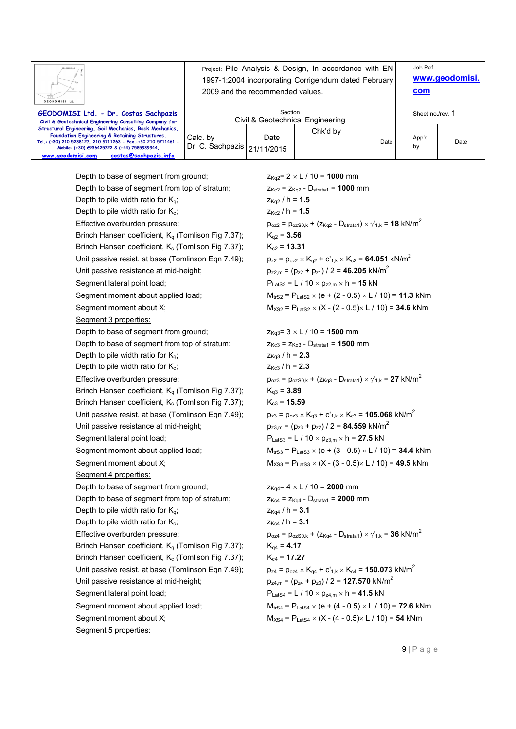Depth to base of segment from ground; $z_{Kq2} = 2 \times L / 10 =$ **1000** mm

Depth to base of segment from top of stratum; $z_{Kc2} = z_{Kq2} - D_{strata1} =$ **1000** mm

Depth to pile width ratio for $K_q$; $z_{Kq2} / h =$ **1.5**

Depth to pile width ratio for $K_c$; $z_{Kc2} / h =$ **1.5**

Effective overburden pressure; $p_{oz2} = p_{ozS0,k} + (z_{Kq2} - D_{strata1}) \times \gamma'_{1,k} =$ **18** kN/m$^2$

Brinch Hansen coefficient, $K_q$ (Tomlison Fig 7.37); $K_{q2} =$ **3.56**

Brinch Hansen coefficient, $K_c$ (Tomlison Fig 7.37); $K_{c2} =$ **13.31**

Unit passive resist. at base (Tomlinson Eqn 7.49); $p_{z2} = p_{oz2} \times K_{q2} + c'_{1,k} \times K_{c2} =$ **64.051** kN/m$^2$

Unit passive resistance at mid-height; $p_{z2,m} = (p_{z2} + p_{z1}) / 2 =$ **46.205** kN/m$^2$

Segment lateral point load; $P_{LatS2} = L / 10 \times p_{z2,m} \times h =$ **15** kN

Segment moment about applied load; $M_{trS2} = P_{LatS2} \times (e + (2 - 0.5) \times L / 10) =$ **11.3** kNm

Segment moment about X; $M_{XS2} = P_{LatS2} \times (X - (2 - 0.5) \times L / 10) =$ **34.6** kNm

Segment 3 properties:

Depth to base of segment from ground; $z_{Kq3} = 3 \times L / 10 =$ **1500** mm

Depth to base of segment from top of stratum; $z_{Kc3} = z_{Kq3} - D_{strata1} =$ **1500** mm

Depth to pile width ratio for $K_q$; $z_{Kq3} / h =$ **2.3**

Depth to pile width ratio for $K_c$; $z_{Kc3} / h =$ **2.3**

Effective overburden pressure; $p_{oz3} = p_{ozS0,k} + (z_{Kq3} - D_{strata1}) \times \gamma'_{1,k} =$ **27** kN/m$^2$

Brinch Hansen coefficient, $K_q$ (Tomlison Fig 7.37); $K_{q3} =$ **3.89**

Brinch Hansen coefficient, $K_c$ (Tomlison Fig 7.37); $K_{c3} =$ **15.59**

Unit passive resist. at base (Tomlinson Eqn 7.49); $p_{z3} = p_{oz3} \times K_{q3} + c'_{1,k} \times K_{c3} =$ **105.068** kN/m$^2$

Unit passive resistance at mid-height; $p_{z3,m} = (p_{z3} + p_{z2}) / 2 =$ **84.559** kN/m$^2$

Segment lateral point load; $P_{LatS3} = L / 10 \times p_{z3,m} \times h =$ **27.5** kN

Segment moment about applied load; $M_{trS3} = P_{LatS3} \times (e + (3 - 0.5) \times L / 10) =$ **34.4** kNm

Segment moment about X; $M_{XS3} = P_{LatS3} \times (X - (3 - 0.5) \times L / 10) =$ **49.5** kNm

Segment 4 properties:

Depth to base of segment from ground; $z_{Kq4} = 4 \times L / 10 =$ **2000** mm

Depth to base of segment from top of stratum; $z_{Kc4} = z_{Kq4} - D_{strata1} =$ **2000** mm

Depth to pile width ratio for $K_q$; $z_{Kq4} / h =$ **3.1**

Depth to pile width ratio for $K_c$; $z_{Kc4} / h =$ **3.1**

Effective overburden pressure; $p_{oz4} = p_{ozS0,k} + (z_{Kq4} - D_{strata1}) \times \gamma'_{1,k} =$ **36** kN/m$^2$

Brinch Hansen coefficient, $K_q$ (Tomlison Fig 7.37); $K_{q4} =$ **4.17**

Brinch Hansen coefficient, $K_c$ (Tomlison Fig 7.37); $K_{c4} =$ **17.27**

Unit passive resist. at base (Tomlinson Eqn 7.49); $p_{z4} = p_{oz4} \times K_{q4} + c'_{1,k} \times K_{c4} =$ **150.073** kN/m$^2$

Unit passive resistance at mid-height; $p_{z4,m} = (p_{z4} + p_{z3}) / 2 =$ **127.570** kN/m$^2$

Segment lateral point load; $P_{LatS4} = L / 10 \times p_{z4,m} \times h =$ **41.5** kN

Segment moment about applied load; $M_{trS4} = P_{LatS4} \times (e + (4 - 0.5) \times L / 10) =$ **72.6** kNm

Segment moment about X; $M_{XS4} = P_{LatS4} \times (X - (4 - 0.5) \times L / 10) =$ **54** kNm

Segment 5 properties: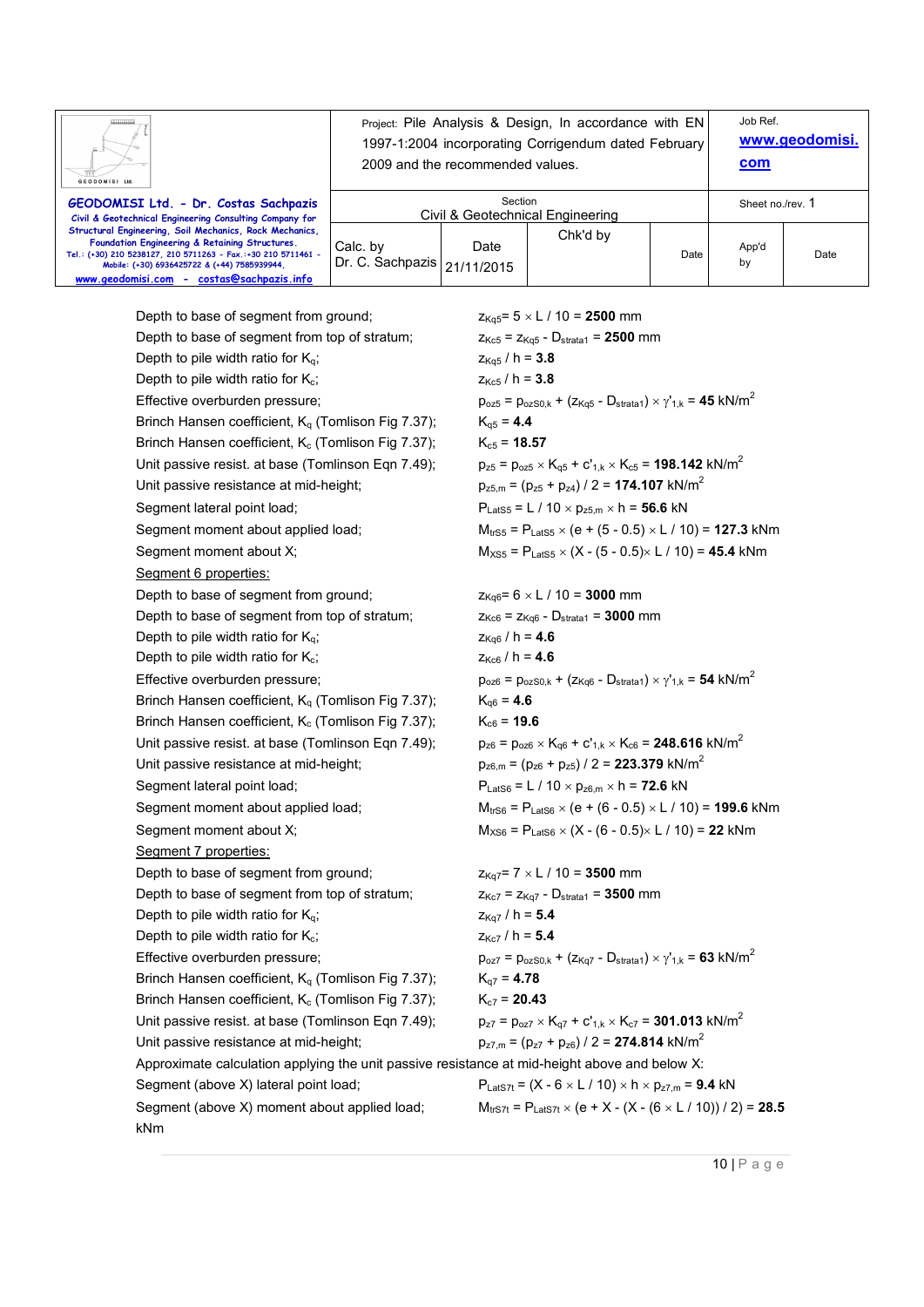Depth to base of segment from ground; $z_{Kq5} = 5 \times L / 10 =$ **2500** mm

Depth to base of segment from top of stratum; $z_{Kc5} = z_{Kq5} - D_{strata1} =$ **2500** mm

Depth to pile width ratio for $K_q$; $z_{Kq5} / h =$ **3.8**

Depth to pile width ratio for $K_c$; $z_{Kc5} / h =$ **3.8**

Effective overburden pressure; $p_{oz5} = p_{ozS0,k} + (z_{Kq5} - D_{strata1}) \times \gamma'_{1,k} =$ **45** kN/m$^2$

Brinch Hansen coefficient, $K_q$ (Tomlison Fig 7.37); $K_{q5} =$ **4.4**

Brinch Hansen coefficient, $K_c$ (Tomlison Fig 7.37); $K_{c5} =$ **18.57**

Unit passive resist. at base (Tomlinson Eqn 7.49); $p_{z5} = p_{oz5} \times K_{q5} + c'_{1,k} \times K_{c5} =$ **198.142** kN/m$^2$

Unit passive resistance at mid-height; $p_{z5,m} = (p_{z5} + p_{z4}) / 2 =$ **174.107** kN/m$^2$

Segment lateral point load; $P_{LatS5} = L / 10 \times p_{z5,m} \times h =$ **56.6** kN

Segment moment about applied load; $M_{trS5} = P_{LatS5} \times (e + (5 - 0.5) \times L / 10) =$ **127.3** kNm

Segment moment about X; $M_{XS5} = P_{LatS5} \times (X - (5 - 0.5) \times L / 10) =$ **45.4** kNm

Segment 6 properties:

Depth to base of segment from ground; $z_{Kq6} = 6 \times L / 10 =$ **3000** mm

Depth to base of segment from top of stratum; $z_{Kc6} = z_{Kq6} - D_{strata1} =$ **3000** mm

Depth to pile width ratio for $K_q$; $z_{Kq6} / h =$ **4.6**

Depth to pile width ratio for $K_c$; $z_{Kc6} / h =$ **4.6**

Effective overburden pressure; $p_{oz6} = p_{ozS0,k} + (z_{Kq6} - D_{strata1}) \times \gamma'_{1,k} =$ **54** kN/m$^2$

Brinch Hansen coefficient, $K_q$ (Tomlison Fig 7.37); $K_{q6} =$ **4.6**

Brinch Hansen coefficient, $K_c$ (Tomlison Fig 7.37); $K_{c6} =$ **19.6**

Unit passive resist. at base (Tomlinson Eqn 7.49); $p_{z6} = p_{oz6} \times K_{q6} + c'_{1,k} \times K_{c6} =$ **248.616** kN/m$^2$

Unit passive resistance at mid-height; $p_{z6,m} = (p_{z6} + p_{z5}) / 2 =$ **223.379** kN/m$^2$

Segment lateral point load; $P_{LatS6} = L / 10 \times p_{z6,m} \times h =$ **72.6** kN

Segment moment about applied load; $M_{trS6} = P_{LatS6} \times (e + (6 - 0.5) \times L / 10) =$ **199.6** kNm

Segment moment about X; $M_{XS6} = P_{LatS6} \times (X - (6 - 0.5) \times L / 10) =$ **22** kNm

Segment 7 properties:

Depth to base of segment from ground; $z_{Kq7} = 7 \times L / 10 =$ **3500** mm

Depth to base of segment from top of stratum; $z_{Kc7} = z_{Kq7} - D_{strata1} =$ **3500** mm

Depth to pile width ratio for $K_q$; $z_{Kq7} / h =$ **5.4**

Depth to pile width ratio for $K_c$; $z_{Kc7} / h =$ **5.4**

Effective overburden pressure; $p_{oz7} = p_{ozS0,k} + (z_{Kq7} - D_{strata1}) \times \gamma'_{1,k} =$ **63** kN/m$^2$

Brinch Hansen coefficient, $K_q$ (Tomlison Fig 7.37); $K_{q7} =$ **4.78**

Brinch Hansen coefficient, $K_c$ (Tomlison Fig 7.37); $K_{c7} =$ **20.43**

Unit passive resist. at base (Tomlinson Eqn 7.49); $p_{z7} = p_{oz7} \times K_{q7} + c'_{1,k} \times K_{c7} =$ **301.013** kN/m$^2$

Unit passive resistance at mid-height; $p_{z7,m} = (p_{z7} + p_{z6}) / 2 =$ **274.814** kN/m$^2$

Approximate calculation applying the unit passive resistance at mid-height above and below X:

Segment (above X) lateral point load; $P_{LatS7t} = (X - 6 \times L / 10) \times h \times p_{z7,m} =$ **9.4** kN

Segment (above X) moment about applied load; $M_{trS7t} = P_{LatS7t} \times (e + X - (X - (6 \times L / 10)) / 2) =$ **28.5** kNm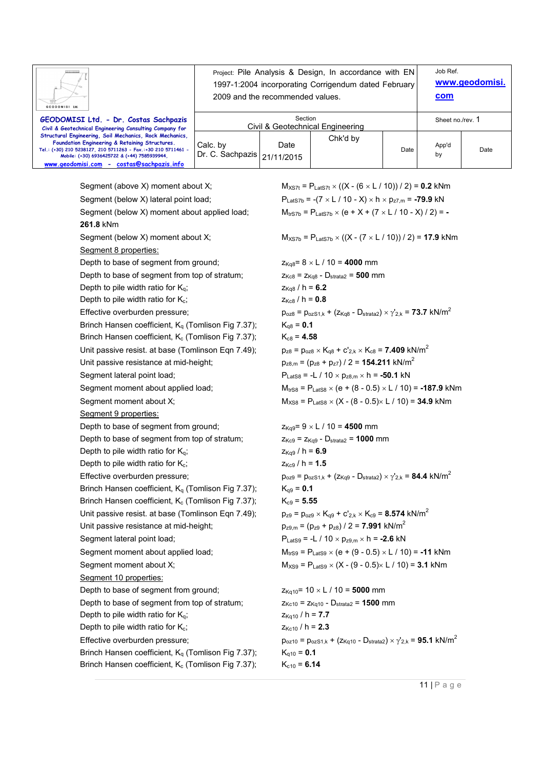Segment (above X) moment about X; $M_{XS7t} = P_{LatS7t} \times ((X - (6 \times L / 10)) / 2) =$ **0.2** kNm

Segment (below X) lateral point load; $P_{LatS7b} = -(7 \times L / 10 - X) \times h \times p_{z7,m} =$ **-79.9** kN

Segment (below X) moment about applied load; $M_{trS7b} = P_{LatS7b} \times (e + X + (7 \times L / 10 - X) / 2) =$ **-261.8** kNm

Segment (below X) moment about X; $M_{XS7b} = P_{LatS7b} \times ((X - (7 \times L / 10)) / 2) =$ **17.9** kNm

Segment 8 properties:

Depth to base of segment from ground; $z_{Kq8} = 8 \times L / 10 =$ **4000** mm

Depth to base of segment from top of stratum; $z_{Kc8} = z_{Kq8} - D_{strata2} =$ **500** mm

Depth to pile width ratio for $K_q$; $z_{Kq8} / h =$ **6.2**

Depth to pile width ratio for $K_c$; $z_{Kc8} / h =$ **0.8**

Effective overburden pressure; $p_{oz8} = p_{ozS1,k} + (z_{Kq8} - D_{strata2}) \times \gamma'_{2,k} =$ **73.7** kN/m$^2$

Brinch Hansen coefficient, $K_q$ (Tomlison Fig 7.37); $K_{q8} =$ **0.1**

Brinch Hansen coefficient, $K_c$ (Tomlison Fig 7.37); $K_{c8} =$ **4.58**

Unit passive resist. at base (Tomlinson Eqn 7.49); $p_{z8} = p_{oz8} \times K_{q8} + c'_{2,k} \times K_{c8} =$ **7.409** kN/m$^2$

Unit passive resistance at mid-height; $p_{z8,m} = (p_{z8} + p_{z7}) / 2 =$ **154.211** kN/m$^2$

Segment lateral point load; $P_{LatS8} = -L / 10 \times p_{z8,m} \times h =$ **-50.1** kN

Segment moment about applied load; $M_{trS8} = P_{LatS8} \times (e + (8 - 0.5) \times L / 10) =$ **-187.9** kNm

Segment moment about X; $M_{XS8} = P_{LatS8} \times (X - (8 - 0.5) \times L / 10) =$ **34.9** kNm

Segment 9 properties:

Depth to base of segment from ground; $z_{Kq9} = 9 \times L / 10 =$ **4500** mm

Depth to base of segment from top of stratum; $z_{Kc9} = z_{Kq9} - D_{strata2} =$ **1000** mm

Depth to pile width ratio for $K_q$; $z_{Kq9} / h =$ **6.9**

Depth to pile width ratio for $K_c$; $z_{Kc9} / h =$ **1.5**

Effective overburden pressure; $p_{oz9} = p_{ozS1,k} + (z_{Kq9} - D_{strata2}) \times \gamma'_{2,k} =$ **84.4** kN/m$^2$

Brinch Hansen coefficient, $K_q$ (Tomlison Fig 7.37); $K_{q9} =$ **0.1**

Brinch Hansen coefficient, $K_c$ (Tomlison Fig 7.37); $K_{c9} =$ **5.55**

Unit passive resist. at base (Tomlinson Eqn 7.49); $p_{z9} = p_{oz9} \times K_{q9} + c'_{2,k} \times K_{c9} =$ **8.574** kN/m$^2$

Unit passive resistance at mid-height; $p_{z9,m} = (p_{z9} + p_{z8}) / 2 =$ **7.991** kN/m$^2$

Segment lateral point load; $P_{LatS9} = -L / 10 \times p_{z9,m} \times h =$ **-2.6** kN

Segment moment about applied load; $M_{trS9} = P_{LatS9} \times (e + (9 - 0.5) \times L / 10) =$ **-11** kNm

Segment moment about X; $M_{XS9} = P_{LatS9} \times (X - (9 - 0.5) \times L / 10) =$ **3.1** kNm

Segment 10 properties:

Depth to base of segment from ground; $z_{Kq10} = 10 \times L / 10 =$ **5000** mm

Depth to base of segment from top of stratum; $z_{Kc10} = z_{Kq10} - D_{strata2} =$ **1500** mm

Depth to pile width ratio for $K_q$; $z_{Kq10} / h =$ **7.7**

Depth to pile width ratio for $K_c$; $z_{Kc10} / h =$ **2.3**

Effective overburden pressure; $p_{oz10} = p_{ozS1,k} + (z_{Kq10} - D_{strata2}) \times \gamma'_{2,k} =$ **95.1** kN/m$^2$

Brinch Hansen coefficient, $K_q$ (Tomlison Fig 7.37); $K_{q10} =$ **0.1**

Brinch Hansen coefficient, $K_c$ (Tomlison Fig 7.37); $K_{c10} =$ **6.14**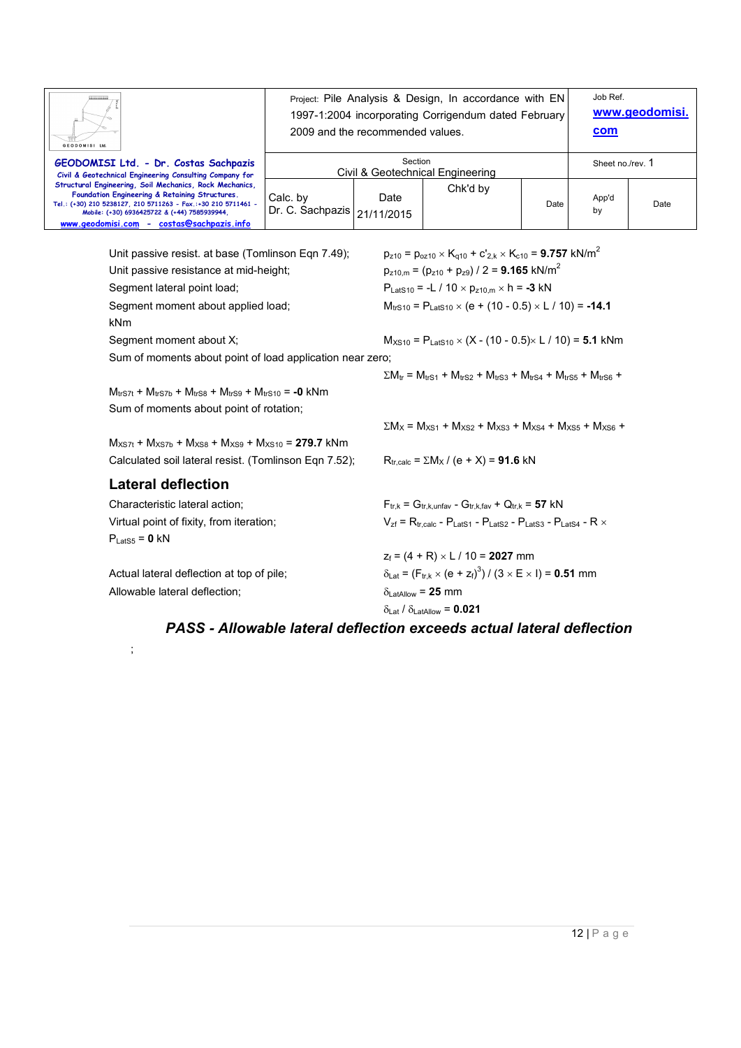Unit passive resist. at base (Tomlinson Eqn 7.49); $p_{z10} = p_{oz10} \times K_{q10} + c'_{2,k} \times K_{c10}$ = **9.757** kN/m$^2$

Unit passive resistance at mid-height; $p_{z10,m} = (p_{z10} + p_{z9}) / 2$ = **9.165** kN/m$^2$

Segment lateral point load; $P_{LatS10} = -L / 10 \times p_{z10,m} \times h$ = **-3** kN

Segment moment about applied load; $M_{trS10} = P_{LatS10} \times (e + (10 - 0.5) \times L / 10)$ = **-14.1** kNm

Segment moment about X; $M_{XS10} = P_{LatS10} \times (X - (10 - 0.5) \times L / 10)$ = **5.1** kNm

Sum of moments about point of load application near zero;

$\Sigma M_{tr} = M_{trS1} + M_{trS2} + M_{trS3} + M_{trS4} + M_{trS5} + M_{trS6} + M_{trS7t} + M_{trS7b} + M_{trS8} + M_{trS9} + M_{trS10}$ = **-0** kNm

Sum of moments about point of rotation;

$\Sigma M_X = M_{XS1} + M_{XS2} + M_{XS3} + M_{XS4} + M_{XS5} + M_{XS6} + M_{XS7t} + M_{XS7b} + M_{XS8} + M_{XS9} + M_{XS10}$ = **279.7** kNm

Calculated soil lateral resist. (Tomlinson Eqn 7.52); $R_{tr,calc} = \Sigma M_X / (e + X)$ = **91.6** kN

## Lateral deflection

Characteristic lateral action; $F_{tr,k} = G_{tr,k,unfav} - G_{tr,k,fav} + Q_{tr,k}$ = **57** kN

Virtual point of fixity, from iteration; $V_{zf} = R_{tr,calc} - P_{LatS1} - P_{LatS2} - P_{LatS3} - P_{LatS4} - R \times P_{LatS5}$ = **0** kN

$z_f = (4 + R) \times L / 10$ = **2027** mm

Actual lateral deflection at top of pile; $\delta_{Lat} = (F_{tr,k} \times (e + z_f)^3) / (3 \times E \times I)$ = **0.51** mm

Allowable lateral deflection; $\delta_{LatAllow}$ = **25** mm

$\delta_{Lat} / \delta_{LatAllow}$ = **0.021**

***PASS - Allowable lateral deflection exceeds actual lateral deflection***

;